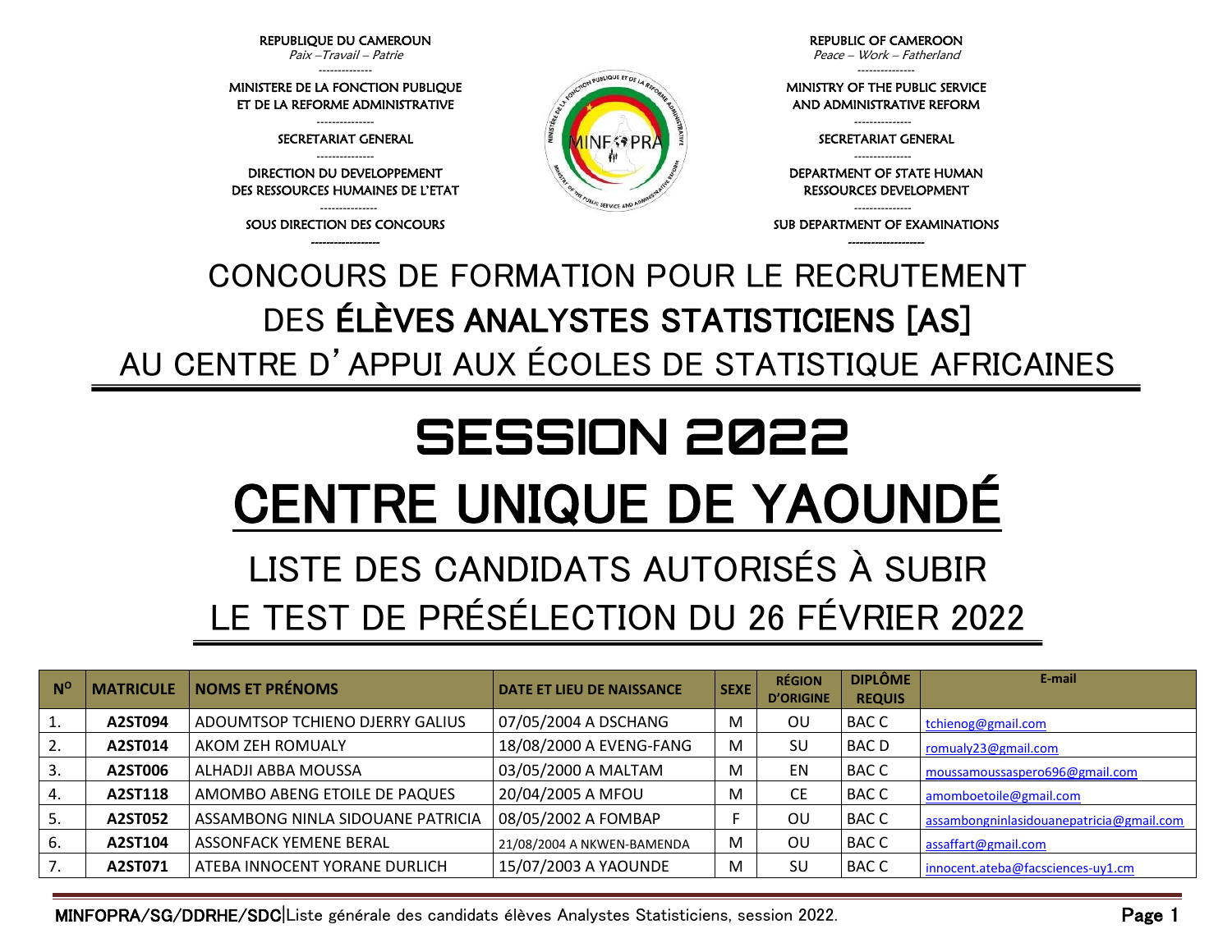REPUBLIQUE DU CAMEROUN
*Paix –Travail – Patrie*

MINISTERE DE LA FONCTION PUBLIQUE ET DE LA REFORME ADMINISTRATIVE

SECRETARIAT GENERAL

DIRECTION DU DEVELOPPEMENT DES RESSOURCES HUMAINES DE L'ETAT

SOUS DIRECTION DES CONCOURS

REPUBLIC OF CAMEROON
*Peace – Work – Fatherland*

MINISTRY OF THE PUBLIC SERVICE AND ADMINISTRATIVE REFORM

SECRETARIAT GENERAL

DEPARTMENT OF STATE HUMAN RESSOURCES DEVELOPMENT

SUB DEPARTMENT OF EXAMINATIONS

# CONCOURS DE FORMATION POUR LE RECRUTEMENT DES **ÉLÈVES ANALYSTES STATISTICIENS [AS]** AU CENTRE D'APPUI AUX ÉCOLES DE STATISTIQUE AFRICAINES

# SESSION 2022

# CENTRE UNIQUE DE YAOUNDÉ

## LISTE DES CANDIDATS AUTORISÉS À SUBIR LE TEST DE PRÉSÉLECTION DU 26 FÉVRIER 2022

| N° | MATRICULE | NOMS ET PRÉNOMS | DATE ET LIEU DE NAISSANCE | SEXE | RÉGION D'ORIGINE | DIPLÔME REQUIS | E-mail |
|---|---|---|---|---|---|---|---|
| 1. | **A2ST094** | ADOUMTSOP TCHIENO DJERRY GALIUS | 07/05/2004 A DSCHANG | M | OU | BAC C | tchienog@gmail.com |
| 2. | **A2ST014** | AKOM ZEH ROMUALY | 18/08/2000 A EVENG-FANG | M | SU | BAC D | romualy23@gmail.com |
| 3. | **A2ST006** | ALHADJI ABBA MOUSSA | 03/05/2000 A MALTAM | M | EN | BAC C | moussamoussaspero696@gmail.com |
| 4. | **A2ST118** | AMOMBO ABENG ETOILE DE PAQUES | 20/04/2005 A MFOU | M | CE | BAC C | amomboetoile@gmail.com |
| 5. | **A2ST052** | ASSAMBONG NINLA SIDOUANE PATRICIA | 08/05/2002 A FOMBAP | F | OU | BAC C | assambongninlasidouanepatricia@gmail.com |
| 6. | **A2ST104** | ASSONFACK YEMENE BERAL | 21/08/2004 A NKWEN-BAMENDA | M | OU | BAC C | assaffart@gmail.com |
| 7. | **A2ST071** | ATEBA INNOCENT YORANE DURLICH | 15/07/2003 A YAOUNDE | M | SU | BAC C | innocent.ateba@facsciences-uy1.cm |

MINFOPRA/SG/DDRHE/SDC|Liste générale des candidats élèves Analystes Statisticiens, session 2022.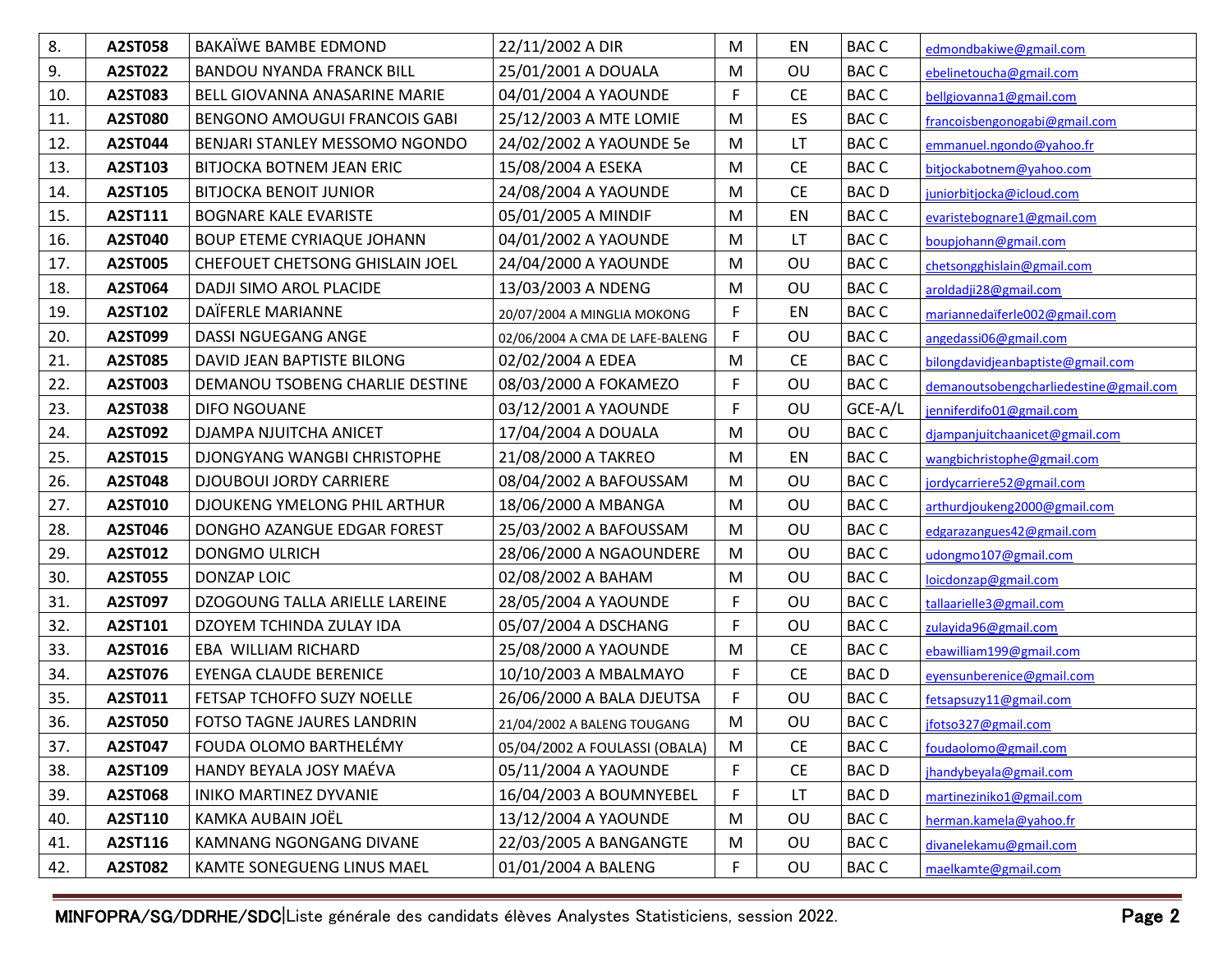| 8. | A2ST058 | BAKAÏWE BAMBE EDMOND | 22/11/2002 A DIR | M | EN | BAC C | edmondbakiwe@gmail.com |
|---|---|---|---|---|---|---|---|
| 9. | A2ST022 | BANDOU NYANDA FRANCK BILL | 25/01/2001 A DOUALA | M | OU | BAC C | ebelinetoucha@gmail.com |
| 10. | A2ST083 | BELL GIOVANNA ANASARINE MARIE | 04/01/2004 A YAOUNDE | F | CE | BAC C | bellgiovanna1@gmail.com |
| 11. | A2ST080 | BENGONO AMOUGUI FRANCOIS GABI | 25/12/2003 A MTE LOMIE | M | ES | BAC C | francoisbengonogabi@gmail.com |
| 12. | A2ST044 | BENJARI STANLEY MESSOMO NGONDO | 24/02/2002 A YAOUNDE 5e | M | LT | BAC C | emmanuel.ngondo@yahoo.fr |
| 13. | A2ST103 | BITJOCKA BOTNEM JEAN ERIC | 15/08/2004 A ESEKA | M | CE | BAC C | bitjockabotnem@yahoo.com |
| 14. | A2ST105 | BITJOCKA BENOIT JUNIOR | 24/08/2004 A YAOUNDE | M | CE | BAC D | juniorbitjocka@icloud.com |
| 15. | A2ST111 | BOGNARE KALE EVARISTE | 05/01/2005 A MINDIF | M | EN | BAC C | evaristebognare1@gmail.com |
| 16. | A2ST040 | BOUP ETEME CYRIAQUE JOHANN | 04/01/2002 A YAOUNDE | M | LT | BAC C | boupjohann@gmail.com |
| 17. | A2ST005 | CHEFOUET CHETSONG GHISLAIN JOEL | 24/04/2000 A YAOUNDE | M | OU | BAC C | chetsongghislain@gmail.com |
| 18. | A2ST064 | DADJI SIMO AROL PLACIDE | 13/03/2003 A NDENG | M | OU | BAC C | aroldadji28@gmail.com |
| 19. | A2ST102 | DAÏFERLE MARIANNE | 20/07/2004 A MINGLIA MOKONG | F | EN | BAC C | mariannedaïferle002@gmail.com |
| 20. | A2ST099 | DASSI NGUEGANG ANGE | 02/06/2004 A CMA DE LAFE-BALENG | F | OU | BAC C | angedassi06@gmail.com |
| 21. | A2ST085 | DAVID JEAN BAPTISTE BILONG | 02/02/2004 A EDEA | M | CE | BAC C | bilongdavidjeanbaptiste@gmail.com |
| 22. | A2ST003 | DEMANOU TSOBENG CHARLIE DESTINE | 08/03/2000 A FOKAMEZO | F | OU | BAC C | demanoutsobengcharliedestine@gmail.com |
| 23. | A2ST038 | DIFO NGOUANE | 03/12/2001 A YAOUNDE | F | OU | GCE-A/L | jenniferdifo01@gmail.com |
| 24. | A2ST092 | DJAMPA NJUITCHA ANICET | 17/04/2004 A DOUALA | M | OU | BAC C | djampanjuitchaanicet@gmail.com |
| 25. | A2ST015 | DJONGYANG WANGBI CHRISTOPHE | 21/08/2000 A TAKREO | M | EN | BAC C | wangbichristophe@gmail.com |
| 26. | A2ST048 | DJOUBOUI JORDY CARRIERE | 08/04/2002 A BAFOUSSAM | M | OU | BAC C | jordycarriere52@gmail.com |
| 27. | A2ST010 | DJOUKENG YMELONG PHIL ARTHUR | 18/06/2000 A MBANGA | M | OU | BAC C | arthurdjoukeng2000@gmail.com |
| 28. | A2ST046 | DONGHO AZANGUE EDGAR FOREST | 25/03/2002 A BAFOUSSAM | M | OU | BAC C | edgarazangues42@gmail.com |
| 29. | A2ST012 | DONGMO ULRICH | 28/06/2000 A NGAOUNDERE | M | OU | BAC C | udongmo107@gmail.com |
| 30. | A2ST055 | DONZAP LOIC | 02/08/2002 A BAHAM | M | OU | BAC C | loicdonzap@gmail.com |
| 31. | A2ST097 | DZOGOUNG TALLA ARIELLE LAREINE | 28/05/2004 A YAOUNDE | F | OU | BAC C | tallaarielle3@gmail.com |
| 32. | A2ST101 | DZOYEM TCHINDA ZULAY IDA | 05/07/2004 A DSCHANG | F | OU | BAC C | zulayida96@gmail.com |
| 33. | A2ST016 | EBA WILLIAM RICHARD | 25/08/2000 A YAOUNDE | M | CE | BAC C | ebawilliam199@gmail.com |
| 34. | A2ST076 | EYENGA CLAUDE BERENICE | 10/10/2003 A MBALMAYO | F | CE | BAC D | eyensunberenice@gmail.com |
| 35. | A2ST011 | FETSAP TCHOFFO SUZY NOELLE | 26/06/2000 A BALA DJEUTSA | F | OU | BAC C | fetsapsuzy11@gmail.com |
| 36. | A2ST050 | FOTSO TAGNE JAURES LANDRIN | 21/04/2002 A BALENG TOUGANG | M | OU | BAC C | jfotso327@gmail.com |
| 37. | A2ST047 | FOUDA OLOMO BARTHELÉMY | 05/04/2002 A FOULASSI (OBALA) | M | CE | BAC C | foudaolomo@gmail.com |
| 38. | A2ST109 | HANDY BEYALA JOSY MAÉVA | 05/11/2004 A YAOUNDE | F | CE | BAC D | jhandybeyala@gmail.com |
| 39. | A2ST068 | INIKO MARTINEZ DYVANIE | 16/04/2003 A BOUMNYEBEL | F | LT | BAC D | martineziniko1@gmail.com |
| 40. | A2ST110 | KAMKA AUBAIN JOËL | 13/12/2004 A YAOUNDE | M | OU | BAC C | herman.kamela@yahoo.fr |
| 41. | A2ST116 | KAMNANG NGONGANG DIVANE | 22/03/2005 A BANGANGTE | M | OU | BAC C | divanelekamu@gmail.com |
| 42. | A2ST082 | KAMTE SONEGUENG LINUS MAEL | 01/01/2004 A BALENG | F | OU | BAC C | maelkamte@gmail.com |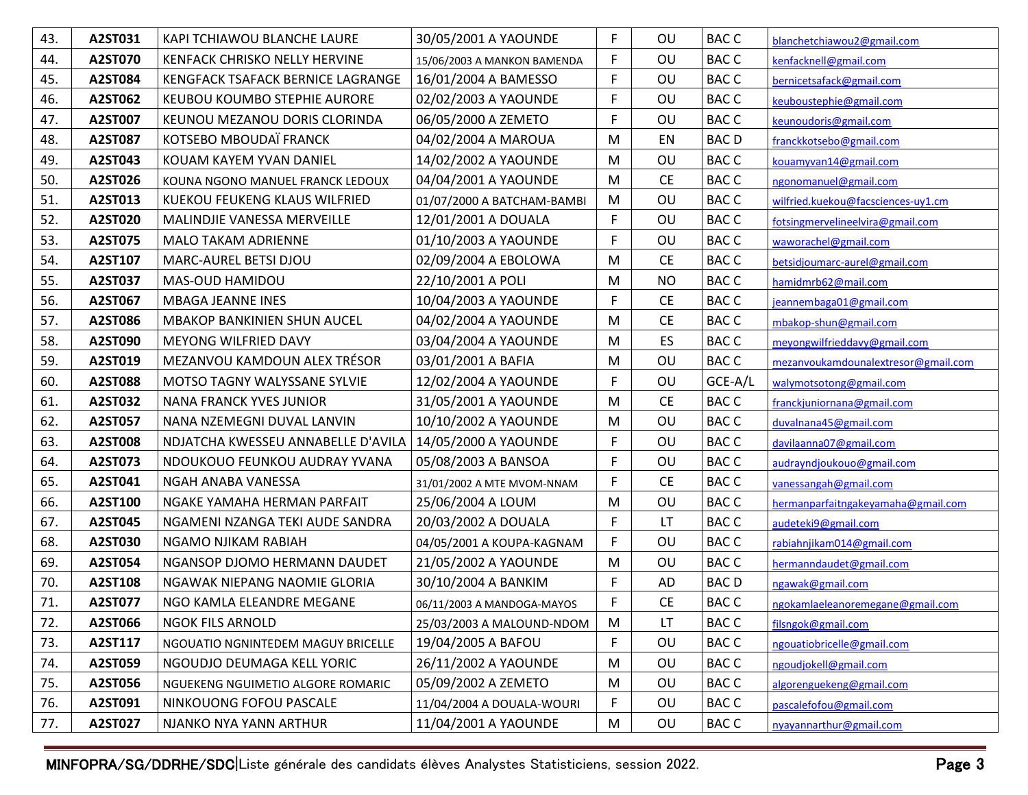| 43. | A2ST031 | KAPI TCHIAWOU BLANCHE LAURE | 30/05/2001 A YAOUNDE | F | OU | BAC C | blanchetchiawou2@gmail.com |
|---|---|---|---|---|---|---|---|
| 44. | A2ST070 | KENFACK CHRISKO NELLY HERVINE | 15/06/2003 A MANKON BAMENDA | F | OU | BAC C | kenfacknell@gmail.com |
| 45. | A2ST084 | KENGFACK TSAFACK BERNICE LAGRANGE | 16/01/2004 A BAMESSO | F | OU | BAC C | bernicetsafack@gmail.com |
| 46. | A2ST062 | KEUBOU KOUMBO STEPHIE AURORE | 02/02/2003 A YAOUNDE | F | OU | BAC C | keuboustephie@gmail.com |
| 47. | A2ST007 | KEUNOU MEZANOU DORIS CLORINDA | 06/05/2000 A ZEMETO | F | OU | BAC C | keunoudoris@gmail.com |
| 48. | A2ST087 | KOTSEBO MBOUDAÏ FRANCK | 04/02/2004 A MAROUA | M | EN | BAC D | franckkotsebo@gmail.com |
| 49. | A2ST043 | KOUAM KAYEM YVAN DANIEL | 14/02/2002 A YAOUNDE | M | OU | BAC C | kouamyvan14@gmail.com |
| 50. | A2ST026 | KOUNA NGONO MANUEL FRANCK LEDOUX | 04/04/2001 A YAOUNDE | M | CE | BAC C | ngonomanuel@gmail.com |
| 51. | A2ST013 | KUEKOU FEUKENG KLAUS WILFRIED | 01/07/2000 A BATCHAM-BAMBI | M | OU | BAC C | wilfried.kuekou@facsciences-uy1.cm |
| 52. | A2ST020 | MALINDJIE VANESSA MERVEILLE | 12/01/2001 A DOUALA | F | OU | BAC C | fotsingmervelineelvira@gmail.com |
| 53. | A2ST075 | MALO TAKAM ADRIENNE | 01/10/2003 A YAOUNDE | F | OU | BAC C | waworachel@gmail.com |
| 54. | A2ST107 | MARC-AUREL BETSI DJOU | 02/09/2004 A EBOLOWA | M | CE | BAC C | betsidjoumarc-aurel@gmail.com |
| 55. | A2ST037 | MAS-OUD HAMIDOU | 22/10/2001 A POLI | M | NO | BAC C | hamidmrb62@mail.com |
| 56. | A2ST067 | MBAGA JEANNE INES | 10/04/2003 A YAOUNDE | F | CE | BAC C | jeannembaga01@gmail.com |
| 57. | A2ST086 | MBAKOP BANKINIEN SHUN AUCEL | 04/02/2004 A YAOUNDE | M | CE | BAC C | mbakop-shun@gmail.com |
| 58. | A2ST090 | MEYONG WILFRIED DAVY | 03/04/2004 A YAOUNDE | M | ES | BAC C | meyongwilfrieddavy@gmail.com |
| 59. | A2ST019 | MEZANVOU KAMDOUN ALEX TRÉSOR | 03/01/2001 A BAFIA | M | OU | BAC C | mezanvoukamdounalextresor@gmail.com |
| 60. | A2ST088 | MOTSO TAGNY WALYSSANE SYLVIE | 12/02/2004 A YAOUNDE | F | OU | GCE-A/L | walymotsotong@gmail.com |
| 61. | A2ST032 | NANA FRANCK YVES JUNIOR | 31/05/2001 A YAOUNDE | M | CE | BAC C | franckjuniornana@gmail.com |
| 62. | A2ST057 | NANA NZEMEGNI DUVAL LANVIN | 10/10/2002 A YAOUNDE | M | OU | BAC C | duvalnana45@gmail.com |
| 63. | A2ST008 | NDJATCHA KWESSEU ANNABELLE D'AVILA | 14/05/2000 A YAOUNDE | F | OU | BAC C | davilaanna07@gmail.com |
| 64. | A2ST073 | NDOUKOUO FEUNKOU AUDRAY YVANA | 05/08/2003 A BANSOA | F | OU | BAC C | audrayndjoukouo@gmail.com |
| 65. | A2ST041 | NGAH ANABA VANESSA | 31/01/2002 A MTE MVOM-NNAM | F | CE | BAC C | vanessangah@gmail.com |
| 66. | A2ST100 | NGAKE YAMAHA HERMAN PARFAIT | 25/06/2004 A LOUM | M | OU | BAC C | hermanparfaitngakeyamaha@gmail.com |
| 67. | A2ST045 | NGAMENI NZANGA TEKI AUDE SANDRA | 20/03/2002 A DOUALA | F | LT | BAC C | audeteki9@gmail.com |
| 68. | A2ST030 | NGAMO NJIKAM RABIAH | 04/05/2001 A KOUPA-KAGNAM | F | OU | BAC C | rabiahnjikam014@gmail.com |
| 69. | A2ST054 | NGANSOP DJOMO HERMANN DAUDET | 21/05/2002 A YAOUNDE | M | OU | BAC C | hermanndaudet@gmail.com |
| 70. | A2ST108 | NGAWAK NIEPANG NAOMIE GLORIA | 30/10/2004 A BANKIM | F | AD | BAC D | ngawak@gmail.com |
| 71. | A2ST077 | NGO KAMLA ELEANDRE MEGANE | 06/11/2003 A MANDOGA-MAYOS | F | CE | BAC C | ngokamlaeleanoremegane@gmail.com |
| 72. | A2ST066 | NGOK FILS ARNOLD | 25/03/2003 A MALOUND-NDOM | M | LT | BAC C | filsngok@gmail.com |
| 73. | A2ST117 | NGOUATIO NGNINTEDEM MAGUY BRICELLE | 19/04/2005 A BAFOU | F | OU | BAC C | ngouatiobricelle@gmail.com |
| 74. | A2ST059 | NGOUDJO DEUMAGA KELL YORIC | 26/11/2002 A YAOUNDE | M | OU | BAC C | ngoudjokell@gmail.com |
| 75. | A2ST056 | NGUEKENG NGUIMETIO ALGORE ROMARIC | 05/09/2002 A ZEMETO | M | OU | BAC C | algorenguekeng@gmail.com |
| 76. | A2ST091 | NINKOUONG FOFOU PASCALE | 11/04/2004 A DOUALA-WOURI | F | OU | BAC C | pascalefofou@gmail.com |
| 77. | A2ST027 | NJANKO NYA YANN ARTHUR | 11/04/2001 A YAOUNDE | M | OU | BAC C | nyayannarthur@gmail.com |

MINFOPRA/SG/DDRHE/SDC|Liste générale des candidats élèves Analystes Statisticiens, session 2022.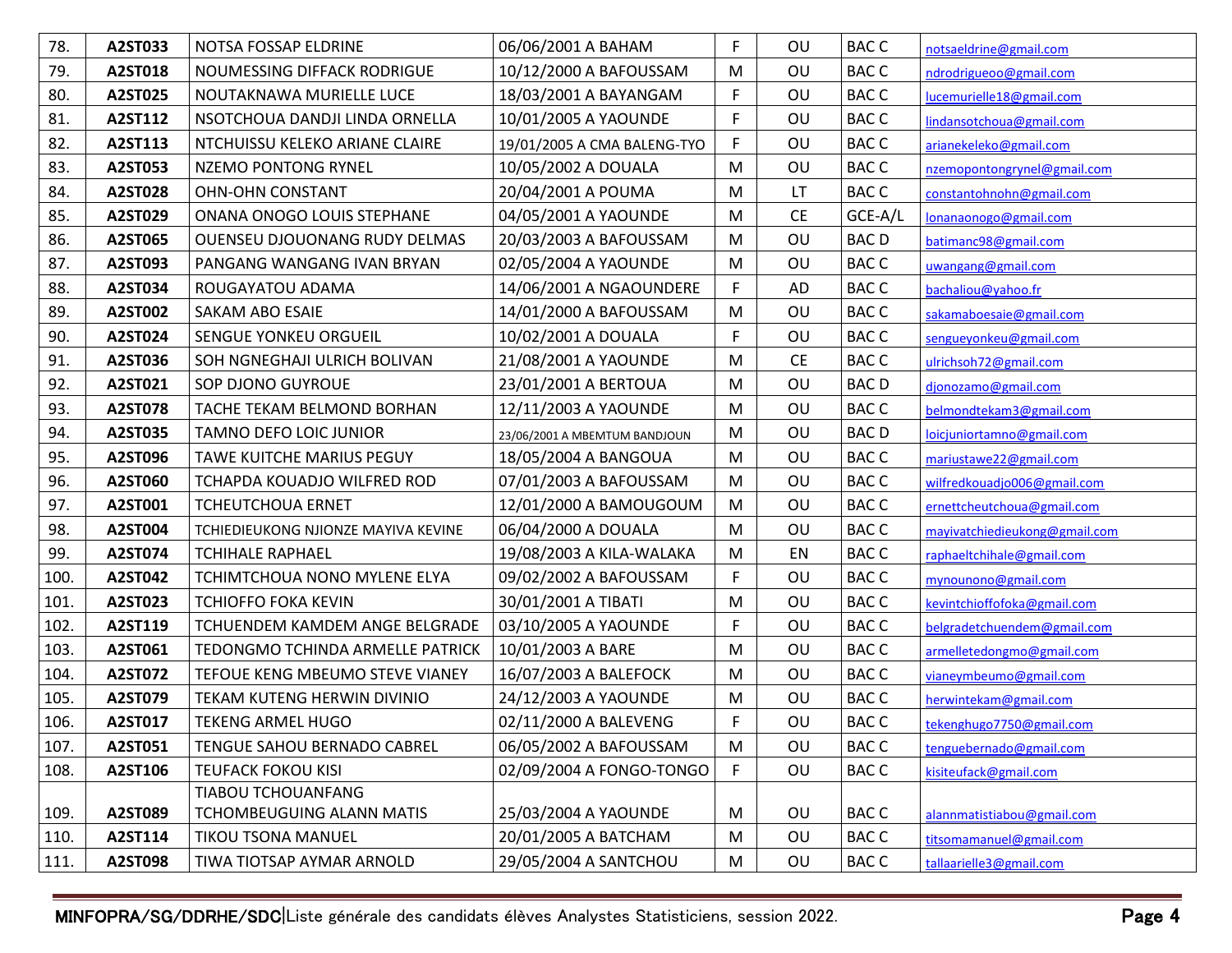| | | | | | | | |
|---|---|---|---|---|---|---|---|
| 78. | **A2ST033** | NOTSA FOSSAP ELDRINE | 06/06/2001 A BAHAM | F | OU | BAC C | notsaeldrine@gmail.com |
| 79. | **A2ST018** | NOUMESSING DIFFACK RODRIGUE | 10/12/2000 A BAFOUSSAM | M | OU | BAC C | ndrodrigueoo@gmail.com |
| 80. | **A2ST025** | NOUTAKNAWA MURIELLE LUCE | 18/03/2001 A BAYANGAM | F | OU | BAC C | lucemurielle18@gmail.com |
| 81. | **A2ST112** | NSOTCHOUA DANDJI LINDA ORNELLA | 10/01/2005 A YAOUNDE | F | OU | BAC C | lindansotchoua@gmail.com |
| 82. | **A2ST113** | NTCHUISSU KELEKO ARIANE CLAIRE | 19/01/2005 A CMA BALENG-TYO | F | OU | BAC C | arianekeleko@gmail.com |
| 83. | **A2ST053** | NZEMO PONTONG RYNEL | 10/05/2002 A DOUALA | M | OU | BAC C | nzemopontongrynel@gmail.com |
| 84. | **A2ST028** | OHN-OHN CONSTANT | 20/04/2001 A POUMA | M | LT | BAC C | constantohnohn@gmail.com |
| 85. | **A2ST029** | ONANA ONOGO LOUIS STEPHANE | 04/05/2001 A YAOUNDE | M | CE | GCE-A/L | lonanaonogo@gmail.com |
| 86. | **A2ST065** | OUENSEU DJOUONANG RUDY DELMAS | 20/03/2003 A BAFOUSSAM | M | OU | BAC D | batimanc98@gmail.com |
| 87. | **A2ST093** | PANGANG WANGANG IVAN BRYAN | 02/05/2004 A YAOUNDE | M | OU | BAC C | uwangang@gmail.com |
| 88. | **A2ST034** | ROUGAYATOU ADAMA | 14/06/2001 A NGAOUNDERE | F | AD | BAC C | bachaliou@yahoo.fr |
| 89. | **A2ST002** | SAKAM ABO ESAIE | 14/01/2000 A BAFOUSSAM | M | OU | BAC C | sakamaboesaie@gmail.com |
| 90. | **A2ST024** | SENGUE YONKEU ORGUEIL | 10/02/2001 A DOUALA | F | OU | BAC C | sengueyonkeu@gmail.com |
| 91. | **A2ST036** | SOH NGNEGHAJI ULRICH BOLIVAN | 21/08/2001 A YAOUNDE | M | CE | BAC C | ulrichsoh72@gmail.com |
| 92. | **A2ST021** | SOP DJONO GUYROUE | 23/01/2001 A BERTOUA | M | OU | BAC D | djonozamo@gmail.com |
| 93. | **A2ST078** | TACHE TEKAM BELMOND BORHAN | 12/11/2003 A YAOUNDE | M | OU | BAC C | belmondtekam3@gmail.com |
| 94. | **A2ST035** | TAMNO DEFO LOIC JUNIOR | 23/06/2001 A MBEMTUM BANDJOUN | M | OU | BAC D | loicjuniortamno@gmail.com |
| 95. | **A2ST096** | TAWE KUITCHE MARIUS PEGUY | 18/05/2004 A BANGOUA | M | OU | BAC C | mariustawe22@gmail.com |
| 96. | **A2ST060** | TCHAPDA KOUADJO WILFRED ROD | 07/01/2003 A BAFOUSSAM | M | OU | BAC C | wilfredkouadjo006@gmail.com |
| 97. | **A2ST001** | TCHEUTCHOUA ERNET | 12/01/2000 A BAMOUGOUM | M | OU | BAC C | ernettcheutchoua@gmail.com |
| 98. | **A2ST004** | TCHIEDIEUKONG NJIONZE MAYIVA KEVINE | 06/04/2000 A DOUALA | M | OU | BAC C | mayivatchiedieukong@gmail.com |
| 99. | **A2ST074** | TCHIHALE RAPHAEL | 19/08/2003 A KILA-WALAKA | M | EN | BAC C | raphaeltchihale@gmail.com |
| 100. | **A2ST042** | TCHIMTCHOUA NONO MYLENE ELYA | 09/02/2002 A BAFOUSSAM | F | OU | BAC C | mynounono@gmail.com |
| 101. | **A2ST023** | TCHIOFFO FOKA KEVIN | 30/01/2001 A TIBATI | M | OU | BAC C | kevintchioffofoka@gmail.com |
| 102. | **A2ST119** | TCHUENDEM KAMDEM ANGE BELGRADE | 03/10/2005 A YAOUNDE | F | OU | BAC C | belgradetchuendem@gmail.com |
| 103. | **A2ST061** | TEDONGMO TCHINDA ARMELLE PATRICK | 10/01/2003 A BARE | M | OU | BAC C | armelletedongmo@gmail.com |
| 104. | **A2ST072** | TEFOUE KENG MBEUMO STEVE VIANEY | 16/07/2003 A BALEFOCK | M | OU | BAC C | vianeymbeumo@gmail.com |
| 105. | **A2ST079** | TEKAM KUTENG HERWIN DIVINIO | 24/12/2003 A YAOUNDE | M | OU | BAC C | herwintekam@gmail.com |
| 106. | **A2ST017** | TEKENG ARMEL HUGO | 02/11/2000 A BALEVENG | F | OU | BAC C | tekenghugo7750@gmail.com |
| 107. | **A2ST051** | TENGUE SAHOU BERNADO CABREL | 06/05/2002 A BAFOUSSAM | M | OU | BAC C | tenguebernado@gmail.com |
| 108. | **A2ST106** | TEUFACK FOKOU KISI | 02/09/2004 A FONGO-TONGO | F | OU | BAC C | kisiteufack@gmail.com |
| 109. | **A2ST089** | TIABOU TCHOUANFANG TCHOMBEUGUING ALANN MATIS | 25/03/2004 A YAOUNDE | M | OU | BAC C | alannmatistiabou@gmail.com |
| 110. | **A2ST114** | TIKOU TSONA MANUEL | 20/01/2005 A BATCHAM | M | OU | BAC C | titsomamanuel@gmail.com |
| 111. | **A2ST098** | TIWA TIOTSAP AYMAR ARNOLD | 29/05/2004 A SANTCHOU | M | OU | BAC C | tallaarielle3@gmail.com |

**MINFOPRA/SG/DDRHE/SDC**|Liste générale des candidats élèves Analystes Statisticiens, session 2022.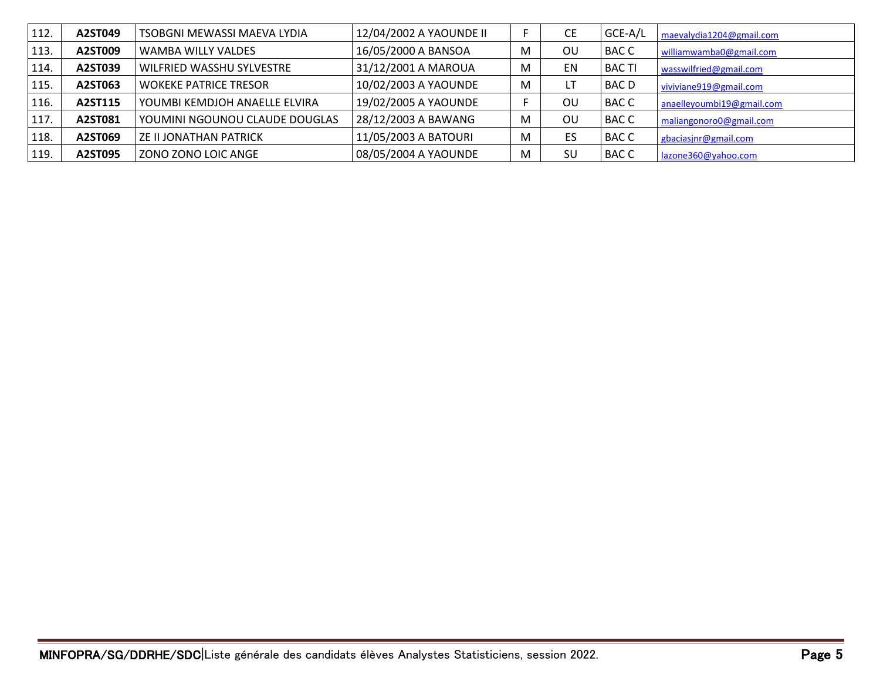| | | | | | | | |
|---|---|---|---|---|---|---|---|
| 112. | **A2ST049** | TSOBGNI MEWASSI MAEVA LYDIA | 12/04/2002 A YAOUNDE II | F | CE | GCE-A/L | maevalydia1204@gmail.com |
| 113. | **A2ST009** | WAMBA WILLY VALDES | 16/05/2000 A BANSOA | M | OU | BAC C | williamwamba0@gmail.com |
| 114. | **A2ST039** | WILFRIED WASSHU SYLVESTRE | 31/12/2001 A MAROUA | M | EN | BAC TI | wasswilfried@gmail.com |
| 115. | **A2ST063** | WOKEKE PATRICE TRESOR | 10/02/2003 A YAOUNDE | M | LT | BAC D | viviviane919@gmail.com |
| 116. | **A2ST115** | YOUMBI KEMDJOH ANAELLE ELVIRA | 19/02/2005 A YAOUNDE | F | OU | BAC C | anaelleyoumbi19@gmail.com |
| 117. | **A2ST081** | YOUMINI NGOUNOU CLAUDE DOUGLAS | 28/12/2003 A BAWANG | M | OU | BAC C | maliangonoro0@gmail.com |
| 118. | **A2ST069** | ZE II JONATHAN PATRICK | 11/05/2003 A BATOURI | M | ES | BAC C | gbaciasjnr@gmail.com |
| 119. | **A2ST095** | ZONO ZONO LOIC ANGE | 08/05/2004 A YAOUNDE | M | SU | BAC C | lazone360@yahoo.com |